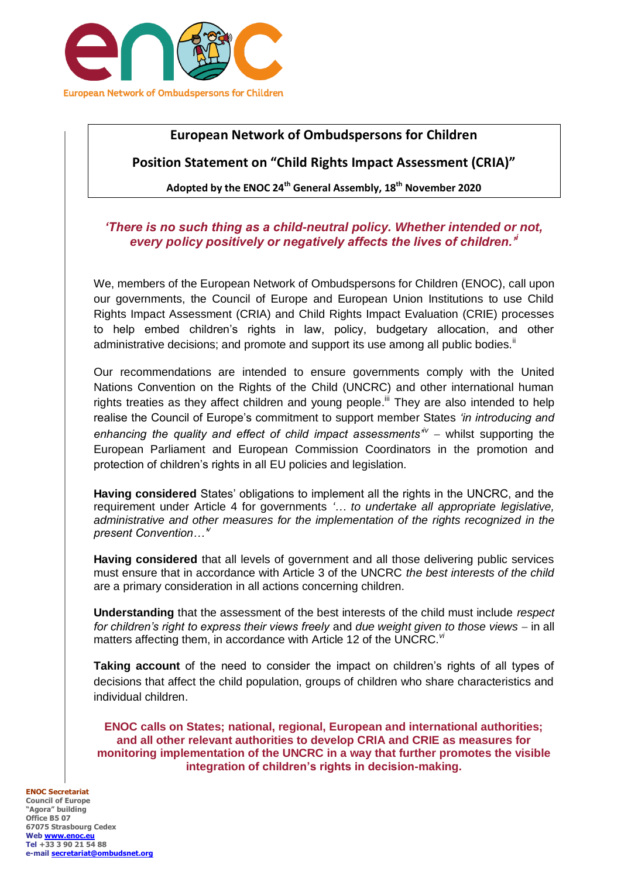European Network of Ombudspersons for Children

# European Network of Ombudspersons for Children

## Position Statement on "Child Rights Impact Assessment (CRIA)"

**Adopted by the ENOC 24th General Assembly, 18th November 2020**

***'There is no such thing as a child-neutral policy. Whether intended or not, every policy positively or negatively affects the lives of children.'[i]***

We, members of the European Network of Ombudspersons for Children (ENOC), call upon our governments, the Council of Europe and European Union Institutions to use Child Rights Impact Assessment (CRIA) and Child Rights Impact Evaluation (CRIE) processes to help embed children's rights in law, policy, budgetary allocation, and other administrative decisions; and promote and support its use among all public bodies.[ii]

Our recommendations are intended to ensure governments comply with the United Nations Convention on the Rights of the Child (UNCRC) and other international human rights treaties as they affect children and young people.[iii] They are also intended to help realise the Council of Europe's commitment to support member States *'in introducing and enhancing the quality and effect of child impact assessments'*[iv] – whilst supporting the European Parliament and European Commission Coordinators in the promotion and protection of children's rights in all EU policies and legislation.

**Having considered** States' obligations to implement all the rights in the UNCRC, and the requirement under Article 4 for governments *'… to undertake all appropriate legislative, administrative and other measures for the implementation of the rights recognized in the present Convention…'*[v]

**Having considered** that all levels of government and all those delivering public services must ensure that in accordance with Article 3 of the UNCRC *the best interests of the child* are a primary consideration in all actions concerning children.

**Understanding** that the assessment of the best interests of the child must include *respect for children's right to express their views freely* and *due weight given to those views* – in all matters affecting them, in accordance with Article 12 of the UNCRC.[vi]

**Taking account** of the need to consider the impact on children's rights of all types of decisions that affect the child population, groups of children who share characteristics and individual children.

**ENOC calls on States; national, regional, European and international authorities; and all other relevant authorities to develop CRIA and CRIE as measures for monitoring implementation of the UNCRC in a way that further promotes the visible integration of children's rights in decision-making.**

**ENOC Secretariat**
**Council of Europe**
**"Agora" building**
**Office B5 07**
**67075 Strasbourg Cedex**
**Web www.enoc.eu**
**Tel +33 3 90 21 54 88**
**e-mail secretariat@ombudsnet.org**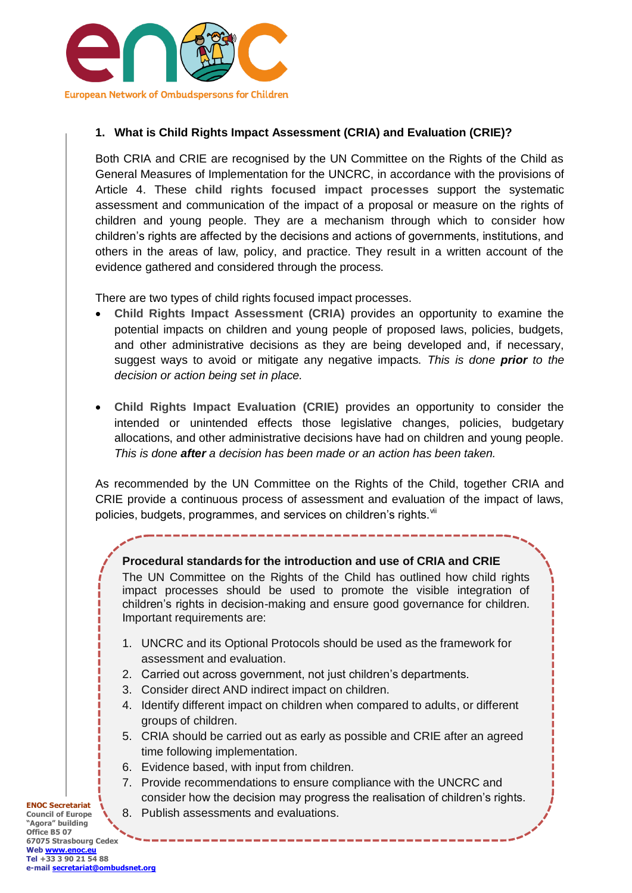## 1. What is Child Rights Impact Assessment (CRIA) and Evaluation (CRIE)?

Both CRIA and CRIE are recognised by the UN Committee on the Rights of the Child as General Measures of Implementation for the UNCRC, in accordance with the provisions of Article 4. These **child rights focused impact processes** support the systematic assessment and communication of the impact of a proposal or measure on the rights of children and young people. They are a mechanism through which to consider how children's rights are affected by the decisions and actions of governments, institutions, and others in the areas of law, policy, and practice. They result in a written account of the evidence gathered and considered through the process.

There are two types of child rights focused impact processes.

- **Child Rights Impact Assessment (CRIA)** provides an opportunity to examine the potential impacts on children and young people of proposed laws, policies, budgets, and other administrative decisions as they are being developed and, if necessary, suggest ways to avoid or mitigate any negative impacts. *This is done **prior** to the decision or action being set in place.*

- **Child Rights Impact Evaluation (CRIE)** provides an opportunity to consider the intended or unintended effects those legislative changes, policies, budgetary allocations, and other administrative decisions have had on children and young people. *This is done **after** a decision has been made or an action has been taken.*

As recommended by the UN Committee on the Rights of the Child, together CRIA and CRIE provide a continuous process of assessment and evaluation of the impact of laws, policies, budgets, programmes, and services on children's rights.[vii]

**Procedural standards for the introduction and use of CRIA and CRIE**

The UN Committee on the Rights of the Child has outlined how child rights impact processes should be used to promote the visible integration of children's rights in decision-making and ensure good governance for children. Important requirements are:

1. UNCRC and its Optional Protocols should be used as the framework for assessment and evaluation.
2. Carried out across government, not just children's departments.
3. Consider direct AND indirect impact on children.
4. Identify different impact on children when compared to adults, or different groups of children.
5. CRIA should be carried out as early as possible and CRIE after an agreed time following implementation.
6. Evidence based, with input from children.
7. Provide recommendations to ensure compliance with the UNCRC and consider how the decision may progress the realisation of children's rights.
8. Publish assessments and evaluations.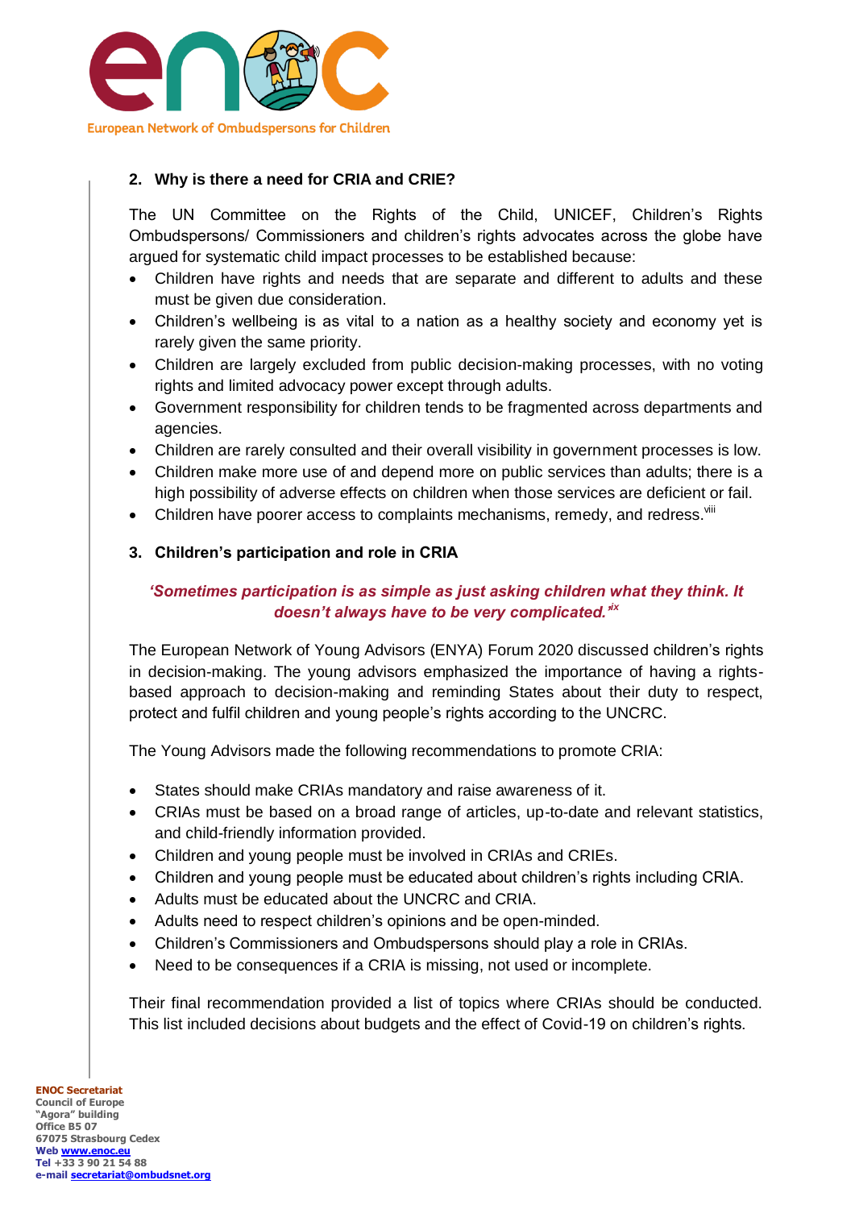## 2. Why is there a need for CRIA and CRIE?

The UN Committee on the Rights of the Child, UNICEF, Children's Rights Ombudspersons/ Commissioners and children's rights advocates across the globe have argued for systematic child impact processes to be established because:

- Children have rights and needs that are separate and different to adults and these must be given due consideration.
- Children's wellbeing is as vital to a nation as a healthy society and economy yet is rarely given the same priority.
- Children are largely excluded from public decision-making processes, with no voting rights and limited advocacy power except through adults.
- Government responsibility for children tends to be fragmented across departments and agencies.
- Children are rarely consulted and their overall visibility in government processes is low.
- Children make more use of and depend more on public services than adults; there is a high possibility of adverse effects on children when those services are deficient or fail.
- Children have poorer access to complaints mechanisms, remedy, and redress.[viii]

## 3. Children's participation and role in CRIA

***'Sometimes participation is as simple as just asking children what they think. It doesn't always have to be very complicated.'***[ix]

The European Network of Young Advisors (ENYA) Forum 2020 discussed children's rights in decision-making. The young advisors emphasized the importance of having a rights-based approach to decision-making and reminding States about their duty to respect, protect and fulfil children and young people's rights according to the UNCRC.

The Young Advisors made the following recommendations to promote CRIA:

- States should make CRIAs mandatory and raise awareness of it.
- CRIAs must be based on a broad range of articles, up-to-date and relevant statistics, and child-friendly information provided.
- Children and young people must be involved in CRIAs and CRIEs.
- Children and young people must be educated about children's rights including CRIA.
- Adults must be educated about the UNCRC and CRIA.
- Adults need to respect children's opinions and be open-minded.
- Children's Commissioners and Ombudspersons should play a role in CRIAs.
- Need to be consequences if a CRIA is missing, not used or incomplete.

Their final recommendation provided a list of topics where CRIAs should be conducted. This list included decisions about budgets and the effect of Covid-19 on children's rights.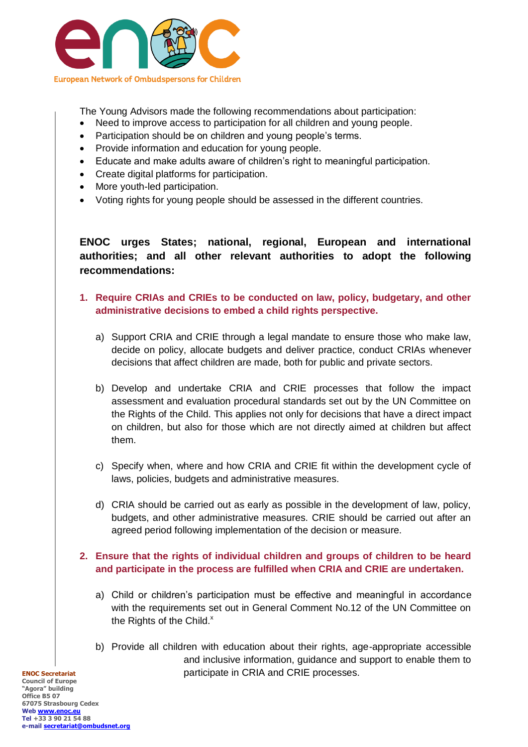The Young Advisors made the following recommendations about participation:

- Need to improve access to participation for all children and young people.
- Participation should be on children and young people's terms.
- Provide information and education for young people.
- Educate and make adults aware of children's right to meaningful participation.
- Create digital platforms for participation.
- More youth-led participation.
- Voting rights for young people should be assessed in the different countries.

**ENOC urges States; national, regional, European and international authorities; and all other relevant authorities to adopt the following recommendations:**

1. **Require CRIAs and CRIEs to be conducted on law, policy, budgetary, and other administrative decisions to embed a child rights perspective.**

   a) Support CRIA and CRIE through a legal mandate to ensure those who make law, decide on policy, allocate budgets and deliver practice, conduct CRIAs whenever decisions that affect children are made, both for public and private sectors.

   b) Develop and undertake CRIA and CRIE processes that follow the impact assessment and evaluation procedural standards set out by the UN Committee on the Rights of the Child. This applies not only for decisions that have a direct impact on children, but also for those which are not directly aimed at children but affect them.

   c) Specify when, where and how CRIA and CRIE fit within the development cycle of laws, policies, budgets and administrative measures.

   d) CRIA should be carried out as early as possible in the development of law, policy, budgets, and other administrative measures. CRIE should be carried out after an agreed period following implementation of the decision or measure.

2. **Ensure that the rights of individual children and groups of children to be heard and participate in the process are fulfilled when CRIA and CRIE are undertaken.**

   a) Child or children's participation must be effective and meaningful in accordance with the requirements set out in General Comment No.12 of the UN Committee on the Rights of the Child.[x]

   b) Provide all children with education about their rights, age-appropriate accessible and inclusive information, guidance and support to enable them to participate in CRIA and CRIE processes.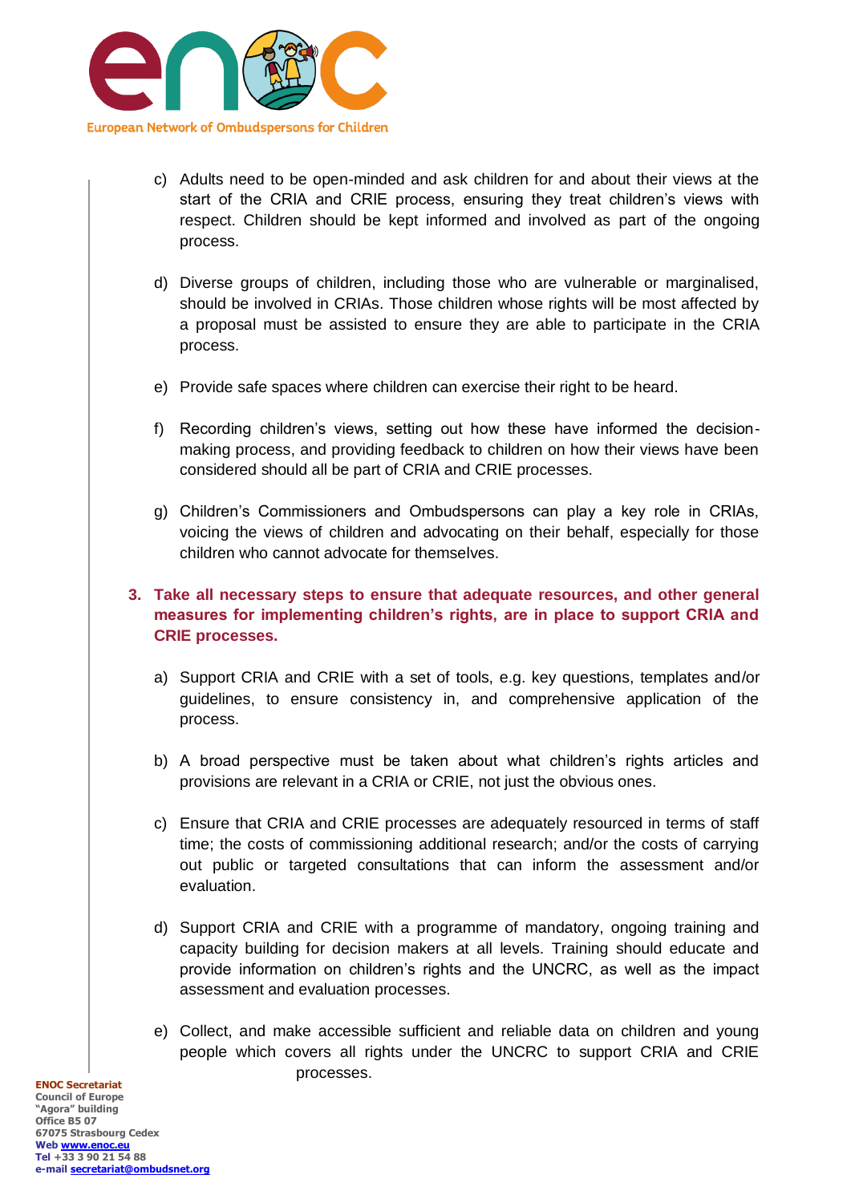c) Adults need to be open-minded and ask children for and about their views at the start of the CRIA and CRIE process, ensuring they treat children's views with respect. Children should be kept informed and involved as part of the ongoing process.

d) Diverse groups of children, including those who are vulnerable or marginalised, should be involved in CRIAs. Those children whose rights will be most affected by a proposal must be assisted to ensure they are able to participate in the CRIA process.

e) Provide safe spaces where children can exercise their right to be heard.

f) Recording children's views, setting out how these have informed the decision-making process, and providing feedback to children on how their views have been considered should all be part of CRIA and CRIE processes.

g) Children's Commissioners and Ombudspersons can play a key role in CRIAs, voicing the views of children and advocating on their behalf, especially for those children who cannot advocate for themselves.

**3. Take all necessary steps to ensure that adequate resources, and other general measures for implementing children's rights, are in place to support CRIA and CRIE processes.**

a) Support CRIA and CRIE with a set of tools, e.g. key questions, templates and/or guidelines, to ensure consistency in, and comprehensive application of the process.

b) A broad perspective must be taken about what children's rights articles and provisions are relevant in a CRIA or CRIE, not just the obvious ones.

c) Ensure that CRIA and CRIE processes are adequately resourced in terms of staff time; the costs of commissioning additional research; and/or the costs of carrying out public or targeted consultations that can inform the assessment and/or evaluation.

d) Support CRIA and CRIE with a programme of mandatory, ongoing training and capacity building for decision makers at all levels. Training should educate and provide information on children's rights and the UNCRC, as well as the impact assessment and evaluation processes.

e) Collect, and make accessible sufficient and reliable data on children and young people which covers all rights under the UNCRC to support CRIA and CRIE processes.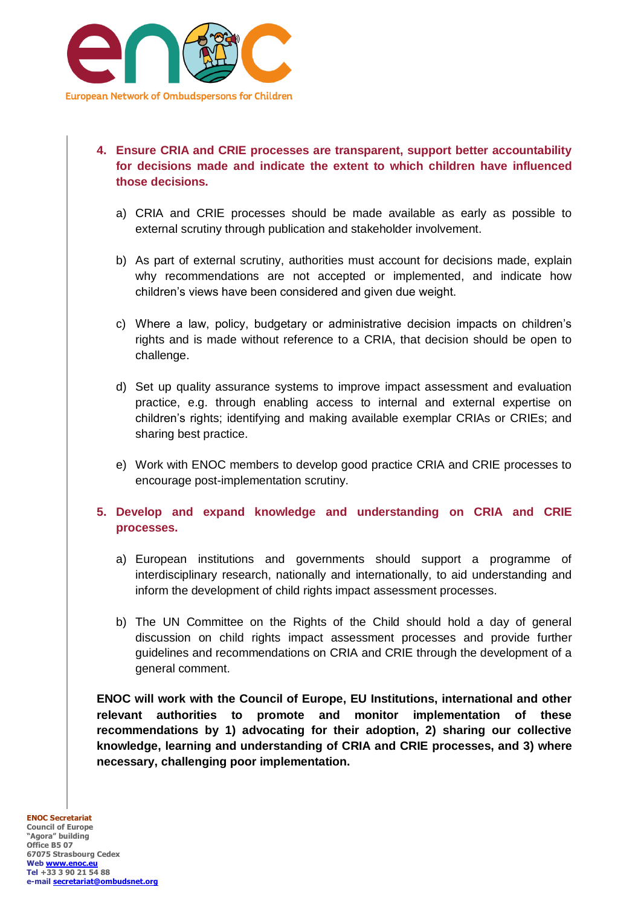4. **Ensure CRIA and CRIE processes are transparent, support better accountability for decisions made and indicate the extent to which children have influenced those decisions.**

   a) CRIA and CRIE processes should be made available as early as possible to external scrutiny through publication and stakeholder involvement.

   b) As part of external scrutiny, authorities must account for decisions made, explain why recommendations are not accepted or implemented, and indicate how children's views have been considered and given due weight.

   c) Where a law, policy, budgetary or administrative decision impacts on children's rights and is made without reference to a CRIA, that decision should be open to challenge.

   d) Set up quality assurance systems to improve impact assessment and evaluation practice, e.g. through enabling access to internal and external expertise on children's rights; identifying and making available exemplar CRIAs or CRIEs; and sharing best practice.

   e) Work with ENOC members to develop good practice CRIA and CRIE processes to encourage post-implementation scrutiny.

5. **Develop and expand knowledge and understanding on CRIA and CRIE processes.**

   a) European institutions and governments should support a programme of interdisciplinary research, nationally and internationally, to aid understanding and inform the development of child rights impact assessment processes.

   b) The UN Committee on the Rights of the Child should hold a day of general discussion on child rights impact assessment processes and provide further guidelines and recommendations on CRIA and CRIE through the development of a general comment.

**ENOC will work with the Council of Europe, EU Institutions, international and other relevant authorities to promote and monitor implementation of these recommendations by 1) advocating for their adoption, 2) sharing our collective knowledge, learning and understanding of CRIA and CRIE processes, and 3) where necessary, challenging poor implementation.**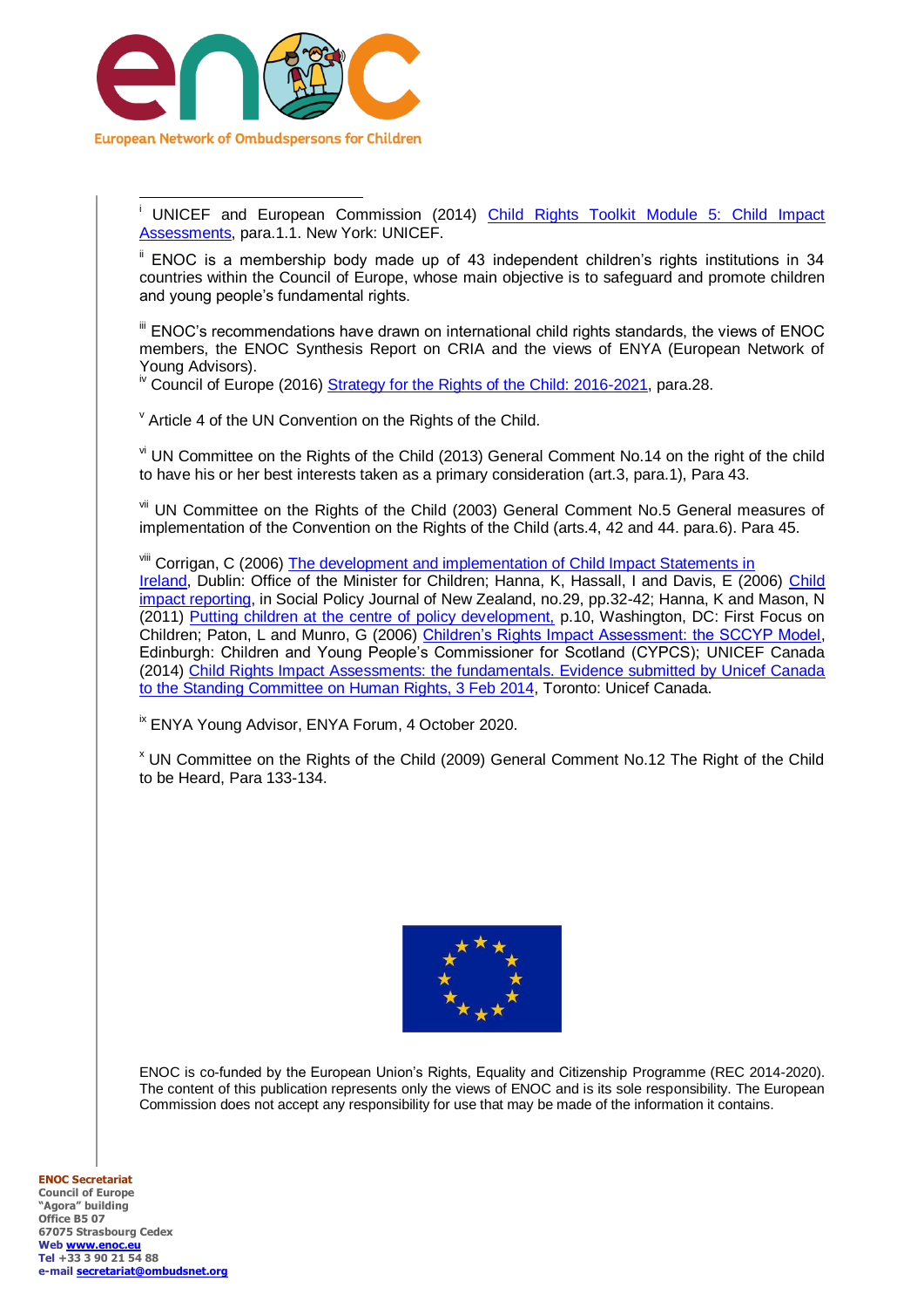[i] UNICEF and European Commission (2014) Child Rights Toolkit Module 5: Child Impact Assessments, para.1.1. New York: UNICEF.

[ii] ENOC is a membership body made up of 43 independent children's rights institutions in 34 countries within the Council of Europe, whose main objective is to safeguard and promote children and young people's fundamental rights.

[iii] ENOC's recommendations have drawn on international child rights standards, the views of ENOC members, the ENOC Synthesis Report on CRIA and the views of ENYA (European Network of Young Advisors).

[iv] Council of Europe (2016) Strategy for the Rights of the Child: 2016-2021, para.28.

[v] Article 4 of the UN Convention on the Rights of the Child.

[vi] UN Committee on the Rights of the Child (2013) General Comment No.14 on the right of the child to have his or her best interests taken as a primary consideration (art.3, para.1), Para 43.

[vii] UN Committee on the Rights of the Child (2003) General Comment No.5 General measures of implementation of the Convention on the Rights of the Child (arts.4, 42 and 44. para.6). Para 45.

[viii] Corrigan, C (2006) The development and implementation of Child Impact Statements in Ireland, Dublin: Office of the Minister for Children; Hanna, K, Hassall, I and Davis, E (2006) Child impact reporting, in Social Policy Journal of New Zealand, no.29, pp.32-42; Hanna, K and Mason, N (2011) Putting children at the centre of policy development, p.10, Washington, DC: First Focus on Children; Paton, L and Munro, G (2006) Children's Rights Impact Assessment: the SCCYP Model, Edinburgh: Children and Young People's Commissioner for Scotland (CYPCS); UNICEF Canada (2014) Child Rights Impact Assessments: the fundamentals. Evidence submitted by Unicef Canada to the Standing Committee on Human Rights, 3 Feb 2014, Toronto: Unicef Canada.

[ix] ENYA Young Advisor, ENYA Forum, 4 October 2020.

[x] UN Committee on the Rights of the Child (2009) General Comment No.12 The Right of the Child to be Heard, Para 133-134.

ENOC is co-funded by the European Union's Rights, Equality and Citizenship Programme (REC 2014-2020). The content of this publication represents only the views of ENOC and is its sole responsibility. The European Commission does not accept any responsibility for use that may be made of the information it contains.

**ENOC Secretariat**
**Council of Europe**
**"Agora" building**
**Office B5 07**
**67075 Strasbourg Cedex**
**Web www.enoc.eu**
**Tel +33 3 90 21 54 88**
**e-mail secretariat@ombudsnet.org**